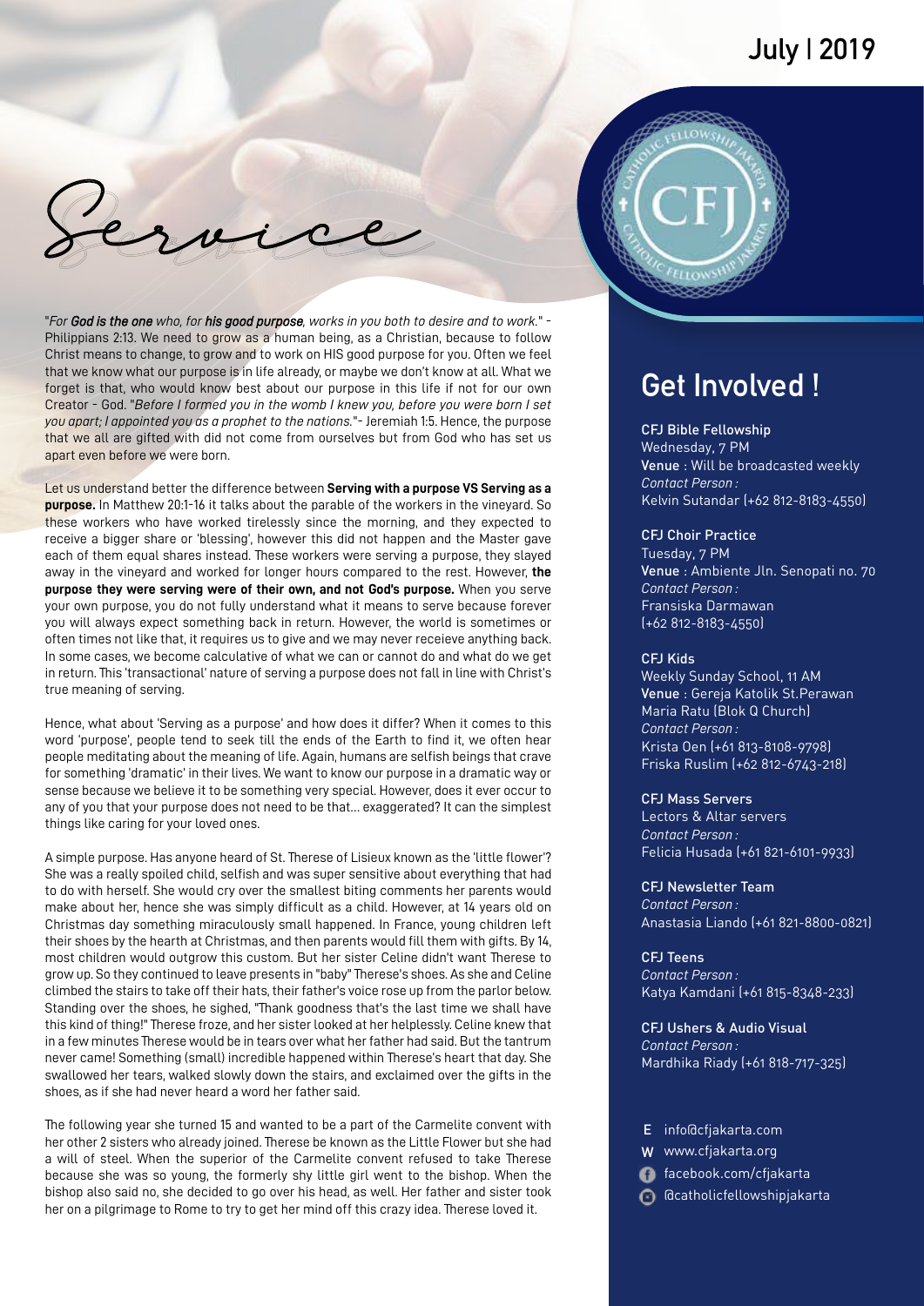July | 2019

# Service

"*For **God is the one** who, for **his good purpose**, works in you both to desire and to work.*" - Philippians 2:13. We need to grow as a human being, as a Christian, because to follow Christ means to change, to grow and to work on HIS good purpose for you. Often we feel that we know what our purpose is in life already, or maybe we don't know at all. What we forget is that, who would know best about our purpose in this life if not for our own Creator - God. "*Before I formed you in the womb I knew you, before you were born I set you apart; I appointed you as a prophet to the nations.*"- Jeremiah 1:5. Hence, the purpose that we all are gifted with did not come from ourselves but from God who has set us apart even before we were born.

Let us understand better the difference between **Serving with a purpose VS Serving as a purpose.** In Matthew 20:1-16 it talks about the parable of the workers in the vineyard. So these workers who have worked tirelessly since the morning, and they expected to receive a bigger share or 'blessing', however this did not happen and the Master gave each of them equal shares instead. These workers were serving a purpose, they slayed away in the vineyard and worked for longer hours compared to the rest. However, **the purpose they were serving were of their own, and not God's purpose.** When you serve your own purpose, you do not fully understand what it means to serve because forever you will always expect something back in return. However, the world is sometimes or often times not like that, it requires us to give and we may never receieve anything back. In some cases, we become calculative of what we can or cannot do and what do we get in return. This 'transactional' nature of serving a purpose does not fall in line with Christ's true meaning of serving.

Hence, what about 'Serving as a purpose' and how does it differ? When it comes to this word 'purpose', people tend to seek till the ends of the Earth to find it, we often hear people meditating about the meaning of life. Again, humans are selfish beings that crave for something 'dramatic' in their lives. We want to know our purpose in a dramatic way or sense because we believe it to be something very special. However, does it ever occur to any of you that your purpose does not need to be that... exaggerated? It can the simplest things like caring for your loved ones.

A simple purpose. Has anyone heard of St. Therese of Lisieux known as the 'little flower'? She was a really spoiled child, selfish and was super sensitive about everything that had to do with herself. She would cry over the smallest biting comments her parents would make about her, hence she was simply difficult as a child. However, at 14 years old on Christmas day something miraculously small happened. In France, young children left their shoes by the hearth at Christmas, and then parents would fill them with gifts. By 14, most children would outgrow this custom. But her sister Celine didn't want Therese to grow up. So they continued to leave presents in "baby" Therese's shoes. As she and Celine climbed the stairs to take off their hats, their father's voice rose up from the parlor below. Standing over the shoes, he sighed, "Thank goodness that's the last time we shall have this kind of thing!" Therese froze, and her sister looked at her helplessly. Celine knew that in a few minutes Therese would be in tears over what her father had said. But the tantrum never came! Something (small) incredible happened within Therese's heart that day. She swallowed her tears, walked slowly down the stairs, and exclaimed over the gifts in the shoes, as if she had never heard a word her father said.

The following year she turned 15 and wanted to be a part of the Carmelite convent with her other 2 sisters who already joined. Therese be known as the Little Flower but she had a will of steel. When the superior of the Carmelite convent refused to take Therese because she was so young, the formerly shy little girl went to the bishop. When the bishop also said no, she decided to go over his head, as well. Her father and sister took her on a pilgrimage to Rome to try to get her mind off this crazy idea. Therese loved it.

## Get Involved !

**CFJ Bible Fellowship**
Wednesday, 7 PM
**Venue** : Will be broadcasted weekly
*Contact Person :*
Kelvin Sutandar (+62 812-8183-4550)

**CFJ Choir Practice**
Tuesday, 7 PM
**Venue** : Ambiente Jln. Senopati no. 70
*Contact Person :*
Fransiska Darmawan
(+62 812-8183-4550)

**CFJ Kids**
Weekly Sunday School, 11 AM
**Venue** : Gereja Katolik St.Perawan Maria Ratu (Blok Q Church)
*Contact Person :*
Krista Oen (+61 813-8108-9798)
Friska Ruslim (+62 812-6743-218)

**CFJ Mass Servers**
Lectors & Altar servers
*Contact Person :*
Felicia Husada (+61 821-6101-9933)

**CFJ Newsletter Team**
*Contact Person :*
Anastasia Liando (+61 821-8800-0821)

**CFJ Teens**
*Contact Person :*
Katya Kamdani (+61 815-8348-233)

**CFJ Ushers & Audio Visual**
*Contact Person :*
Mardhika Riady (+61 818-717-325)

E info@cfjakarta.com
W www.cfjakarta.org
facebook.com/cfjakarta
@catholicfellowshipjakarta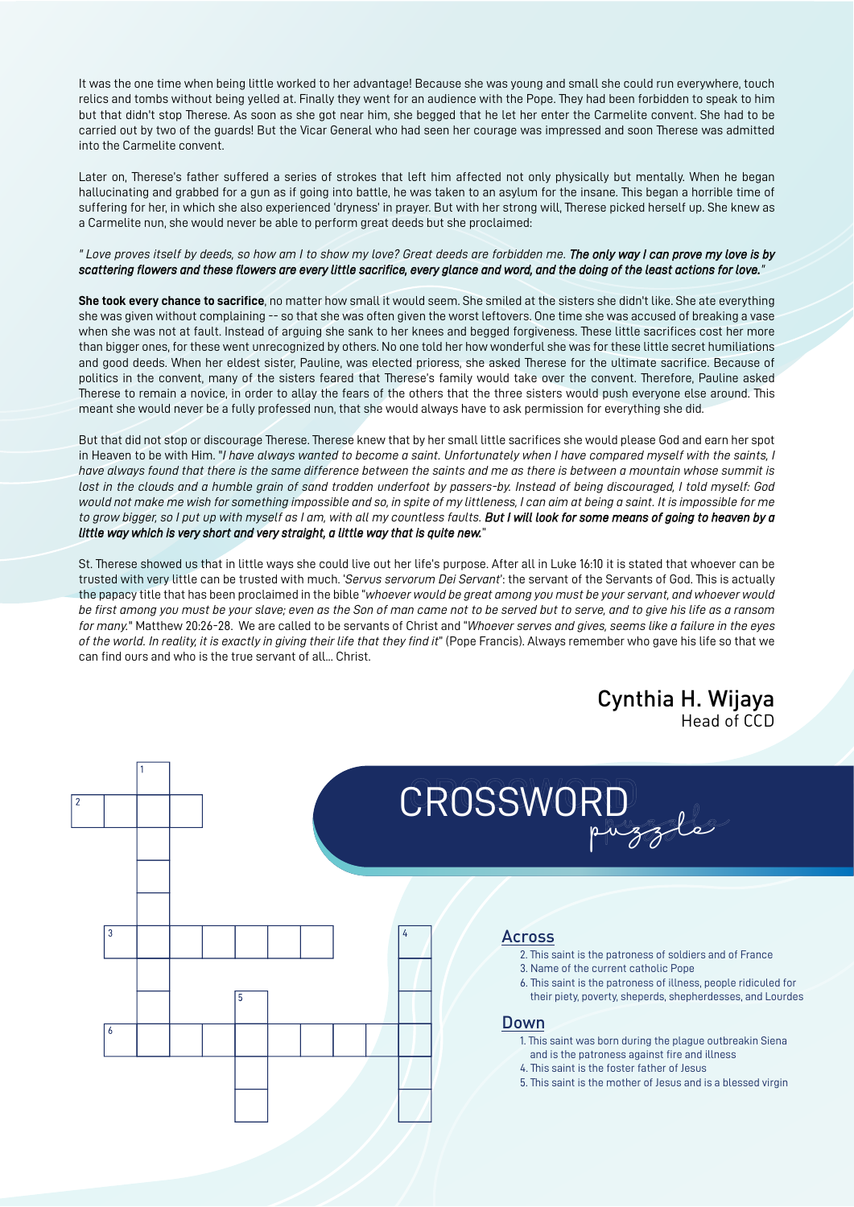It was the one time when being little worked to her advantage! Because she was young and small she could run everywhere, touch relics and tombs without being yelled at. Finally they went for an audience with the Pope. They had been forbidden to speak to him but that didn't stop Therese. As soon as she got near him, she begged that he let her enter the Carmelite convent. She had to be carried out by two of the guards! But the Vicar General who had seen her courage was impressed and soon Therese was admitted into the Carmelite convent.

Later on, Therese's father suffered a series of strokes that left him affected not only physically but mentally. When he began hallucinating and grabbed for a gun as if going into battle, he was taken to an asylum for the insane. This began a horrible time of suffering for her, in which she also experienced 'dryness' in prayer. But with her strong will, Therese picked herself up. She knew as a Carmelite nun, she would never be able to perform great deeds but she proclaimed:

*" Love proves itself by deeds, so how am I to show my love? Great deeds are forbidden me.* ***The only way I can prove my love is by scattering flowers and these flowers are every little sacrifice, every glance and word, and the doing of the least actions for love."***

**She took every chance to sacrifice**, no matter how small it would seem. She smiled at the sisters she didn't like. She ate everything she was given without complaining -- so that she was often given the worst leftovers. One time she was accused of breaking a vase when she was not at fault. Instead of arguing she sank to her knees and begged forgiveness. These little sacrifices cost her more than bigger ones, for these went unrecognized by others. No one told her how wonderful she was for these little secret humiliations and good deeds. When her eldest sister, Pauline, was elected prioress, she asked Therese for the ultimate sacrifice. Because of politics in the convent, many of the sisters feared that Therese's family would take over the convent. Therefore, Pauline asked Therese to remain a novice, in order to allay the fears of the others that the three sisters would push everyone else around. This meant she would never be a fully professed nun, that she would always have to ask permission for everything she did.

But that did not stop or discourage Therese. Therese knew that by her small little sacrifices she would please God and earn her spot in Heaven to be with Him. "*I have always wanted to become a saint. Unfortunately when I have compared myself with the saints, I have always found that there is the same difference between the saints and me as there is between a mountain whose summit is lost in the clouds and a humble grain of sand trodden underfoot by passers-by. Instead of being discouraged, I told myself: God would not make me wish for something impossible and so, in spite of my littleness, I can aim at being a saint. It is impossible for me to grow bigger, so I put up with myself as I am, with all my countless faults.* ***But I will look for some means of going to heaven by a little way which is very short and very straight, a little way that is quite new.***"

St. Therese showed us that in little ways she could live out her life's purpose. After all in Luke 16:10 it is stated that whoever can be trusted with very little can be trusted with much. '*Servus servorum Dei Servant*': the servant of the Servants of God. This is actually the papacy title that has been proclaimed in the bible "*whoever would be great among you must be your servant, and whoever would be first among you must be your slave; even as the Son of man came not to be served but to serve, and to give his life as a ransom for many.*" Matthew 20:26-28. We are called to be servants of Christ and "*Whoever serves and gives, seems like a failure in the eyes of the world. In reality, it is exactly in giving their life that they find it*" (Pope Francis). Always remember who gave his life so that we can find ours and who is the true servant of all... Christ.

Cynthia H. Wijaya
Head of CCD

## CROSSWORD puzzle

### Across

2. This saint is the patroness of soldiers and of France
3. Name of the current catholic Pope
6. This saint is the patroness of illness, people ridiculed for their piety, poverty, sheperds, shepherdesses, and Lourdes

### Down

1. This saint was born during the plague outbreakin Siena and is the patroness against fire and illness
4. This saint is the foster father of Jesus
5. This saint is the mother of Jesus and is a blessed virgin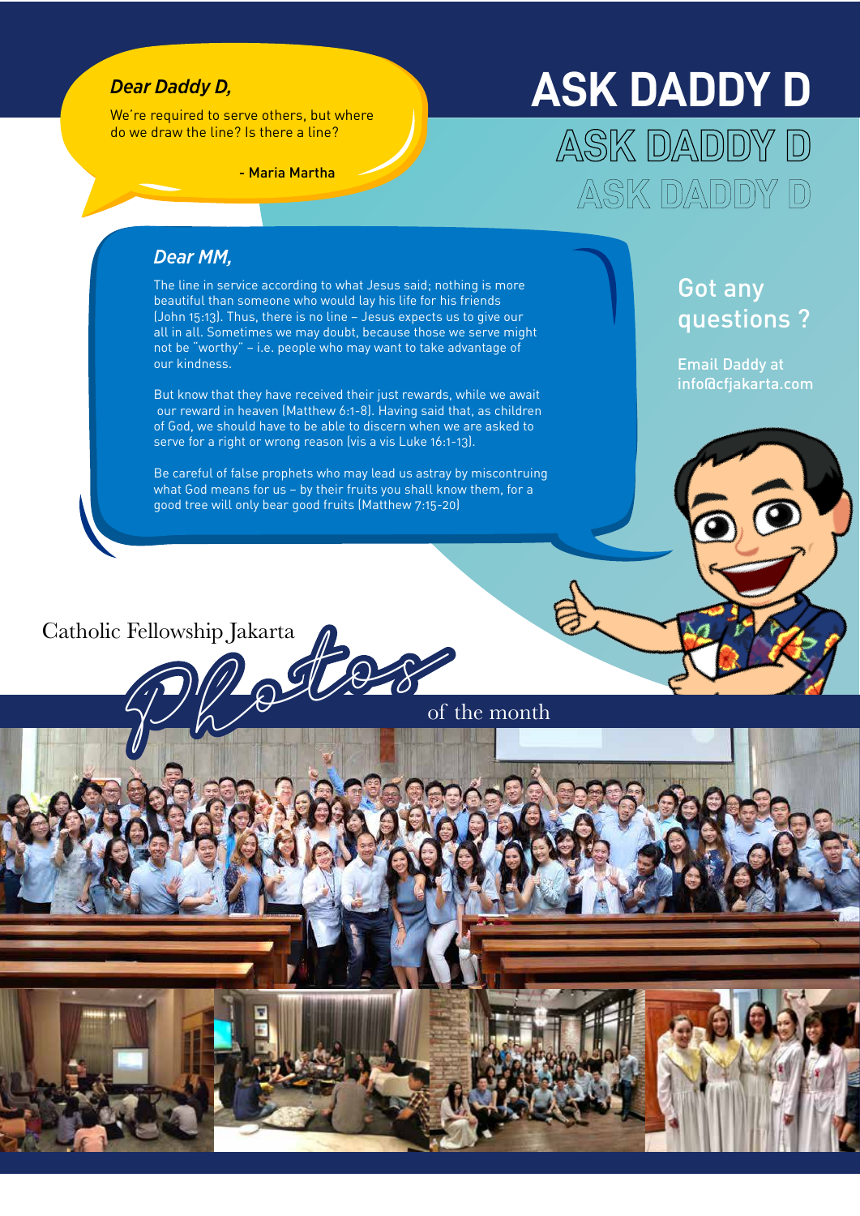# ASK DADDY D

ASK DADDY D

ASK DADDY D

***Dear Daddy D,***

We're required to serve others, but where do we draw the line? Is there a line?

- Maria Martha

***Dear MM,***

The line in service according to what Jesus said; nothing is more beautiful than someone who would lay his life for his friends (John 15:13). Thus, there is no line – Jesus expects us to give our all in all. Sometimes we may doubt, because those we serve might not be "worthy" – i.e. people who may want to take advantage of our kindness.

But know that they have received their just rewards, while we await our reward in heaven (Matthew 6:1-8). Having said that, as children of God, we should have to be able to discern when we are asked to serve for a right or wrong reason (vis a vis Luke 16:1-13).

Be careful of false prophets who may lead us astray by miscontruing what God means for us – by their fruits you shall know them, for a good tree will only bear good fruits (Matthew 7:15-20)

## Got any questions ?

Email Daddy at info@cfjakarta.com

## Catholic Fellowship Jakarta Photos of the month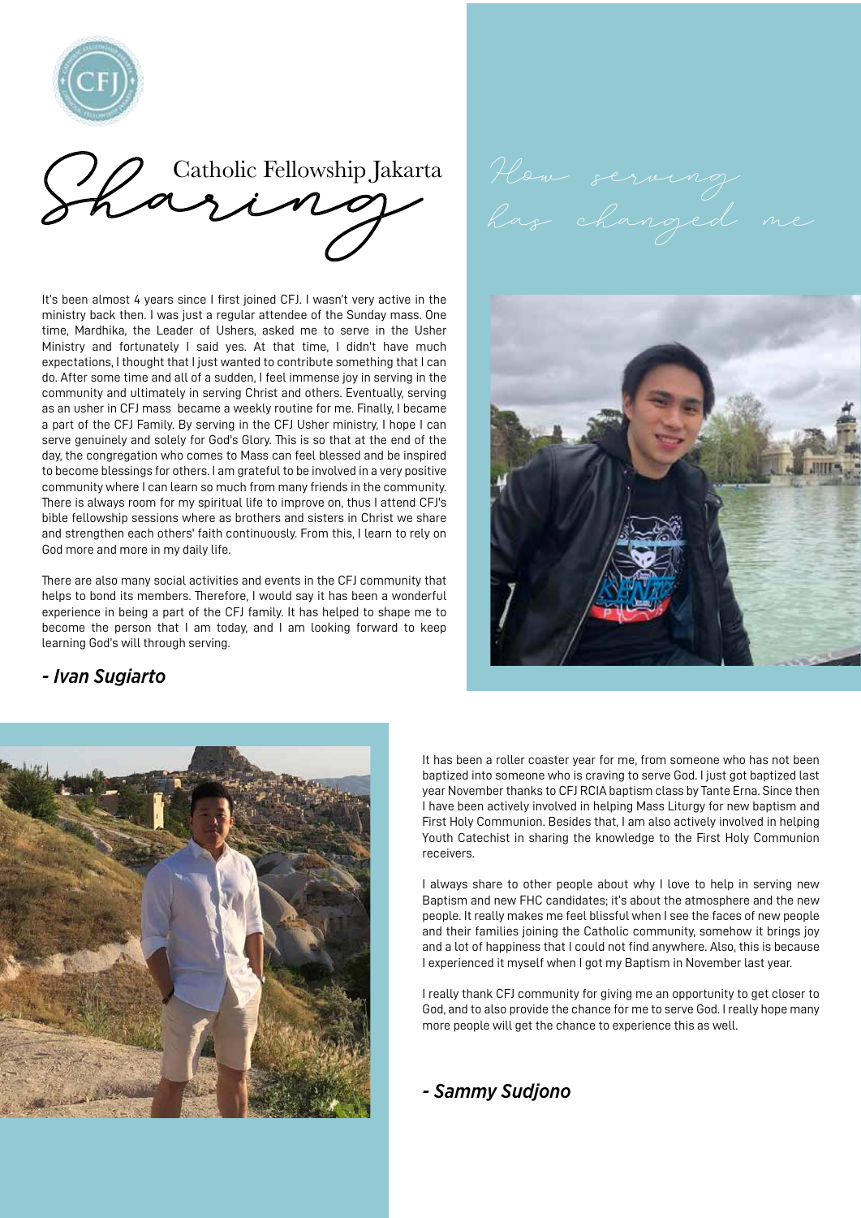Catholic Fellowship Jakarta

# Sharing

## How serving has changed me

It's been almost 4 years since I first joined CFJ. I wasn't very active in the ministry back then. I was just a regular attendee of the Sunday mass. One time, Mardhika, the Leader of Ushers, asked me to serve in the Usher Ministry and fortunately I said yes. At that time, I didn't have much expectations, I thought that I just wanted to contribute something that I can do. After some time and all of a sudden, I feel immense joy in serving in the community and ultimately in serving Christ and others. Eventually, serving as an usher in CFJ mass became a weekly routine for me. Finally, I became a part of the CFJ Family. By serving in the CFJ Usher ministry, I hope I can serve genuinely and solely for God's Glory. This is so that at the end of the day, the congregation who comes to Mass can feel blessed and be inspired to become blessings for others. I am grateful to be involved in a very positive community where I can learn so much from many friends in the community. There is always room for my spiritual life to improve on, thus I attend CFJ's bible fellowship sessions where as brothers and sisters in Christ we share and strengthen each others' faith continuously. From this, I learn to rely on God more and more in my daily life.

There are also many social activities and events in the CFJ community that helps to bond its members. Therefore, I would say it has been a wonderful experience in being a part of the CFJ family. It has helped to shape me to become the person that I am today, and I am looking forward to keep learning God's will through serving.

***- Ivan Sugiarto***

It has been a roller coaster year for me, from someone who has not been baptized into someone who is craving to serve God. I just got baptized last year November thanks to CFJ RCIA baptism class by Tante Erna. Since then I have been actively involved in helping Mass Liturgy for new baptism and First Holy Communion. Besides that, I am also actively involved in helping Youth Catechist in sharing the knowledge to the First Holy Communion receivers.

I always share to other people about why I love to help in serving new Baptism and new FHC candidates; it's about the atmosphere and the new people. It really makes me feel blissful when I see the faces of new people and their families joining the Catholic community, somehow it brings joy and a lot of happiness that I could not find anywhere. Also, this is because I experienced it myself when I got my Baptism in November last year.

I really thank CFJ community for giving me an opportunity to get closer to God, and to also provide the chance for me to serve God. I really hope many more people will get the chance to experience this as well.

***- Sammy Sudjono***